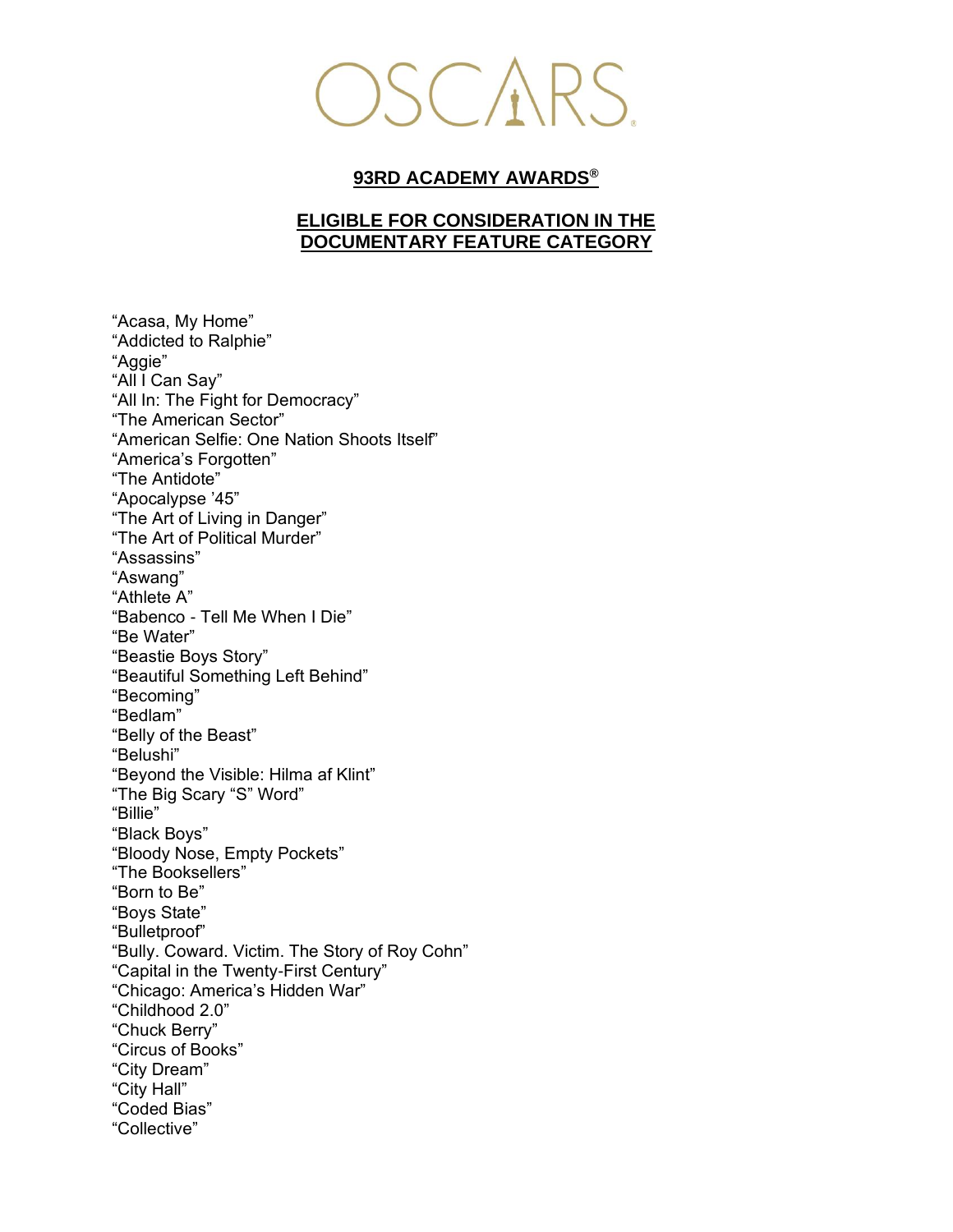OSCARS

## 93RD ACADEMY AWARDS®

## ELIGIBLE FOR CONSIDERATION IN THE DOCUMENTARY FEATURE CATEGORY

"Acasa, My Home"
"Addicted to Ralphie"
"Aggie"
"All I Can Say"
"All In: The Fight for Democracy"
"The American Sector"
"American Selfie: One Nation Shoots Itself"
"America's Forgotten"
"The Antidote"
"Apocalypse '45"
"The Art of Living in Danger"
"The Art of Political Murder"
"Assassins"
"Aswang"
"Athlete A"
"Babenco - Tell Me When I Die"
"Be Water"
"Beastie Boys Story"
"Beautiful Something Left Behind"
"Becoming"
"Bedlam"
"Belly of the Beast"
"Belushi"
"Beyond the Visible: Hilma af Klint"
"The Big Scary "S" Word"
"Billie"
"Black Boys"
"Bloody Nose, Empty Pockets"
"The Booksellers"
"Born to Be"
"Boys State"
"Bulletproof"
"Bully. Coward. Victim. The Story of Roy Cohn"
"Capital in the Twenty-First Century"
"Chicago: America's Hidden War"
"Childhood 2.0"
"Chuck Berry"
"Circus of Books"
"City Dream"
"City Hall"
"Coded Bias"
"Collective"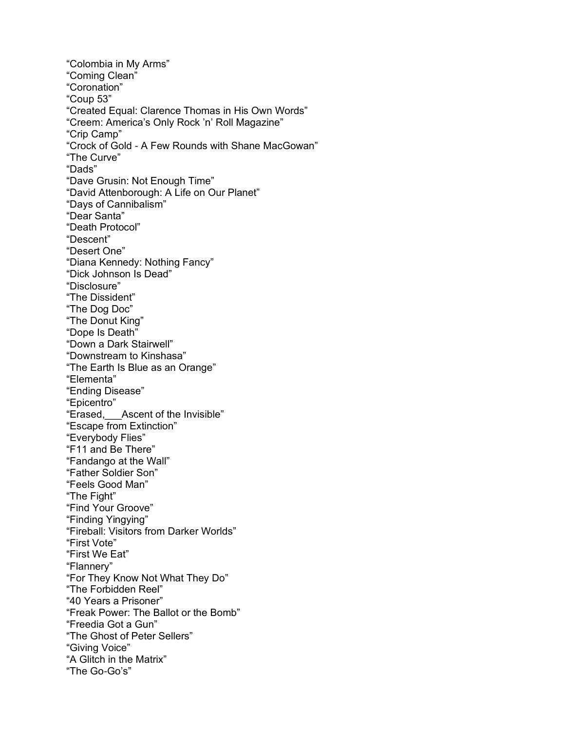“Colombia in My Arms”
“Coming Clean”
“Coronation”
“Coup 53”
“Created Equal: Clarence Thomas in His Own Words”
“Creem: America’s Only Rock ’n’ Roll Magazine”
“Crip Camp”
“Crock of Gold - A Few Rounds with Shane MacGowan”
“The Curve”
“Dads”
“Dave Grusin: Not Enough Time”
“David Attenborough: A Life on Our Planet”
“Days of Cannibalism”
“Dear Santa”
“Death Protocol”
“Descent”
“Desert One”
“Diana Kennedy: Nothing Fancy”
“Dick Johnson Is Dead”
“Disclosure”
“The Dissident”
“The Dog Doc”
“The Donut King”
“Dope Is Death”
“Down a Dark Stairwell”
“Downstream to Kinshasa”
“The Earth Is Blue as an Orange”
“Elementa”
“Ending Disease”
“Epicentro”
“Erased,___Ascent of the Invisible”
“Escape from Extinction”
“Everybody Flies”
“F11 and Be There”
“Fandango at the Wall”
“Father Soldier Son”
“Feels Good Man”
“The Fight”
“Find Your Groove”
“Finding Yingying”
“Fireball: Visitors from Darker Worlds”
“First Vote”
“First We Eat”
“Flannery”
“For They Know Not What They Do”
“The Forbidden Reel”
“40 Years a Prisoner”
“Freak Power: The Ballot or the Bomb”
“Freedia Got a Gun”
“The Ghost of Peter Sellers”
“Giving Voice”
“A Glitch in the Matrix”
“The Go-Go’s”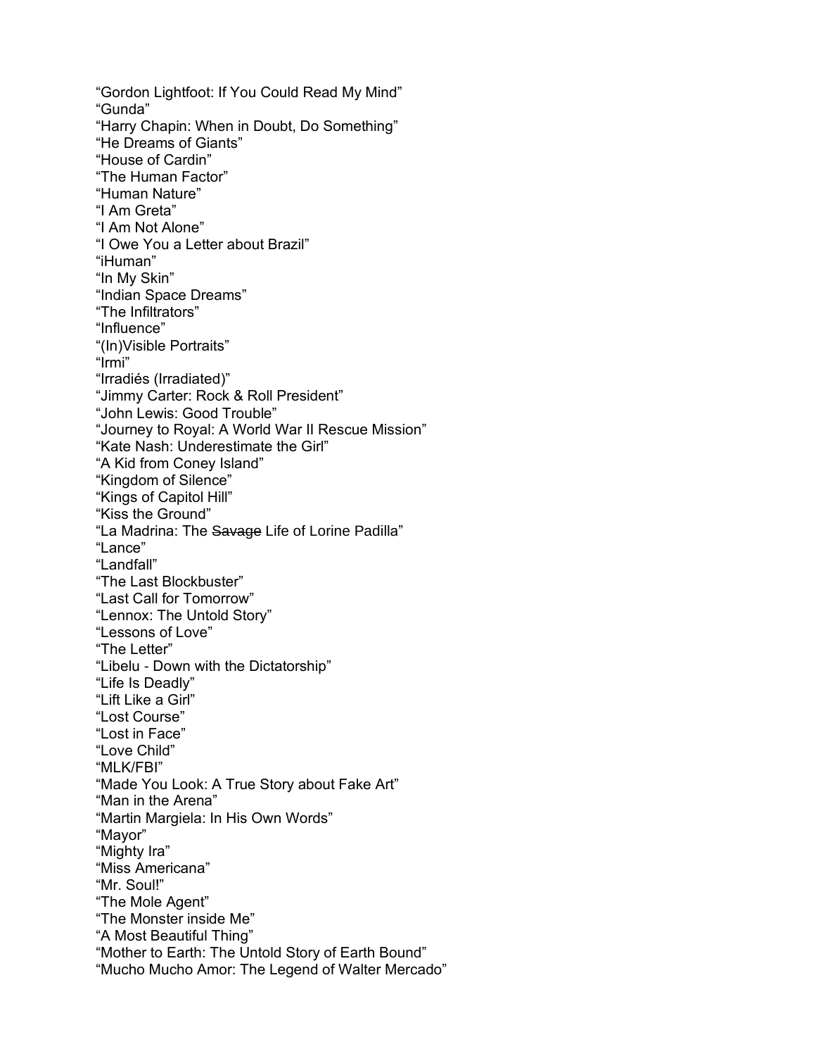“Gordon Lightfoot: If You Could Read My Mind”
“Gunda”
“Harry Chapin: When in Doubt, Do Something”
“He Dreams of Giants”
“House of Cardin”
“The Human Factor”
“Human Nature”
“I Am Greta”
“I Am Not Alone”
“I Owe You a Letter about Brazil”
“iHuman”
“In My Skin”
“Indian Space Dreams”
“The Infiltrators”
“Influence”
“(In)Visible Portraits”
“Irmi”
“Irradiés (Irradiated)”
“Jimmy Carter: Rock & Roll President”
“John Lewis: Good Trouble”
“Journey to Royal: A World War II Rescue Mission”
“Kate Nash: Underestimate the Girl”
“A Kid from Coney Island”
“Kingdom of Silence”
“Kings of Capitol Hill”
“Kiss the Ground”
“La Madrina: The ~~Savage~~ Life of Lorine Padilla”
“Lance”
“Landfall”
“The Last Blockbuster”
“Last Call for Tomorrow”
“Lennox: The Untold Story”
“Lessons of Love”
“The Letter”
“Libelu - Down with the Dictatorship”
“Life Is Deadly”
“Lift Like a Girl”
“Lost Course”
“Lost in Face”
“Love Child”
“MLK/FBI”
“Made You Look: A True Story about Fake Art”
“Man in the Arena”
“Martin Margiela: In His Own Words”
“Mayor”
“Mighty Ira”
“Miss Americana”
“Mr. Soul!”
“The Mole Agent”
“The Monster inside Me”
“A Most Beautiful Thing”
“Mother to Earth: The Untold Story of Earth Bound”
“Mucho Mucho Amor: The Legend of Walter Mercado”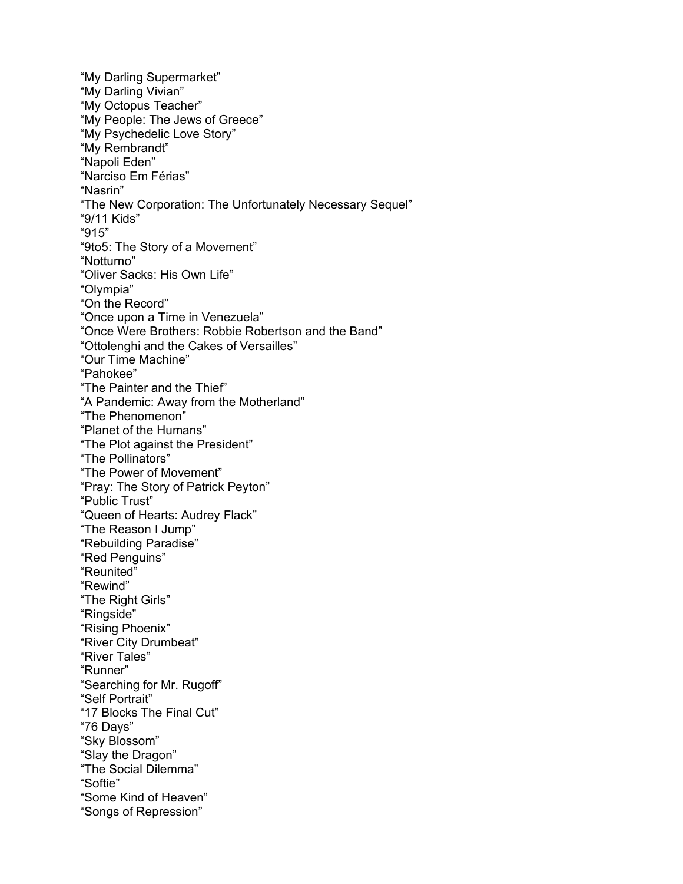“My Darling Supermarket”
“My Darling Vivian”
“My Octopus Teacher”
“My People: The Jews of Greece”
“My Psychedelic Love Story”
“My Rembrandt”
“Napoli Eden”
“Narciso Em Férias”
“Nasrin”
“The New Corporation: The Unfortunately Necessary Sequel”
“9/11 Kids”
“915”
“9to5: The Story of a Movement”
“Notturno”
“Oliver Sacks: His Own Life”
“Olympia”
“On the Record”
“Once upon a Time in Venezuela”
“Once Were Brothers: Robbie Robertson and the Band”
“Ottolenghi and the Cakes of Versailles”
“Our Time Machine”
“Pahokee”
“The Painter and the Thief”
“A Pandemic: Away from the Motherland”
“The Phenomenon”
“Planet of the Humans”
“The Plot against the President”
“The Pollinators”
“The Power of Movement”
“Pray: The Story of Patrick Peyton”
“Public Trust”
“Queen of Hearts: Audrey Flack”
“The Reason I Jump”
“Rebuilding Paradise”
“Red Penguins”
“Reunited”
“Rewind”
“The Right Girls”
“Ringside”
“Rising Phoenix”
“River City Drumbeat”
“River Tales”
“Runner”
“Searching for Mr. Rugoff”
“Self Portrait”
“17 Blocks The Final Cut”
“76 Days”
“Sky Blossom”
“Slay the Dragon”
“The Social Dilemma”
“Softie”
“Some Kind of Heaven”
“Songs of Repression”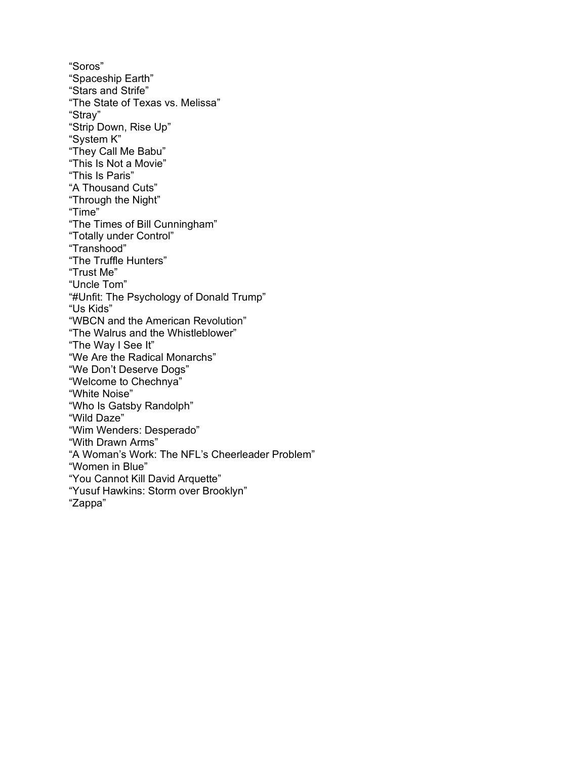“Soros”
“Spaceship Earth”
“Stars and Strife”
“The State of Texas vs. Melissa”
“Stray”
“Strip Down, Rise Up”
“System K”
“They Call Me Babu”
“This Is Not a Movie”
“This Is Paris”
“A Thousand Cuts”
“Through the Night”
“Time”
“The Times of Bill Cunningham”
“Totally under Control”
“Transhood”
“The Truffle Hunters”
“Trust Me”
“Uncle Tom”
“#Unfit: The Psychology of Donald Trump”
“Us Kids”
“WBCN and the American Revolution”
“The Walrus and the Whistleblower”
“The Way I See It”
“We Are the Radical Monarchs”
“We Don’t Deserve Dogs”
“Welcome to Chechnya”
“White Noise”
“Who Is Gatsby Randolph”
“Wild Daze”
“Wim Wenders: Desperado”
“With Drawn Arms”
“A Woman’s Work: The NFL’s Cheerleader Problem”
“Women in Blue”
“You Cannot Kill David Arquette”
“Yusuf Hawkins: Storm over Brooklyn”
“Zappa”